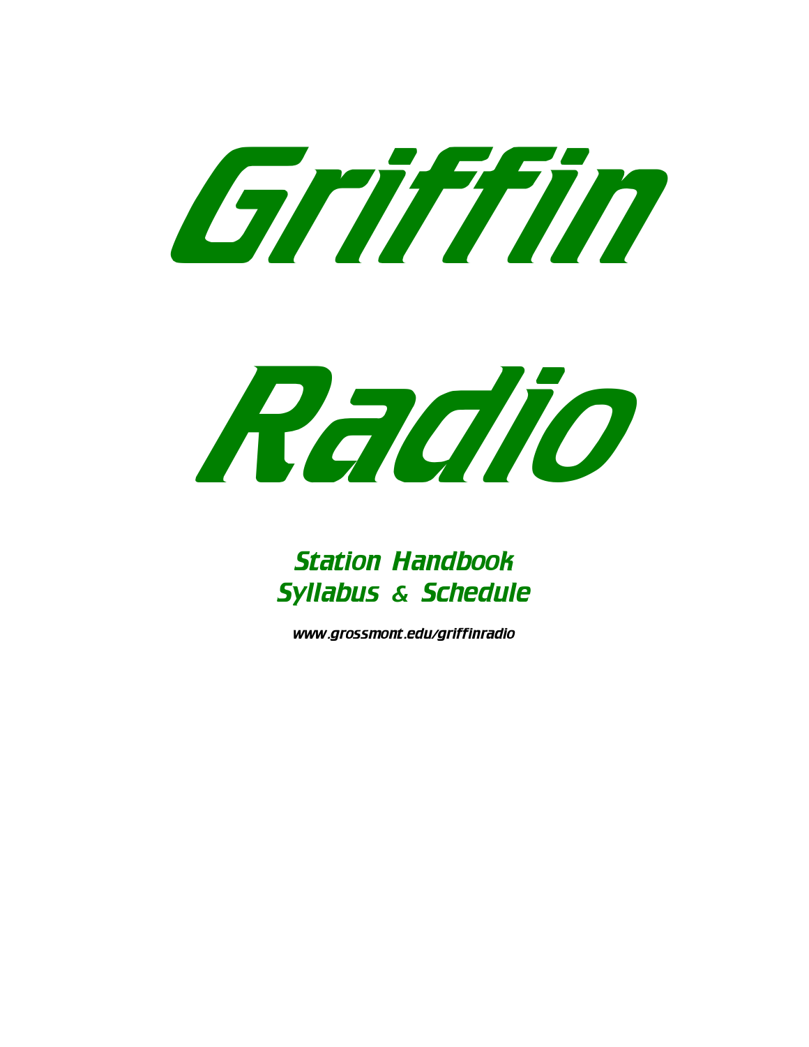# Griffin Radio

## Station Handbook
## Syllabus & Schedule

*www.grossmont.edu/griffinradio*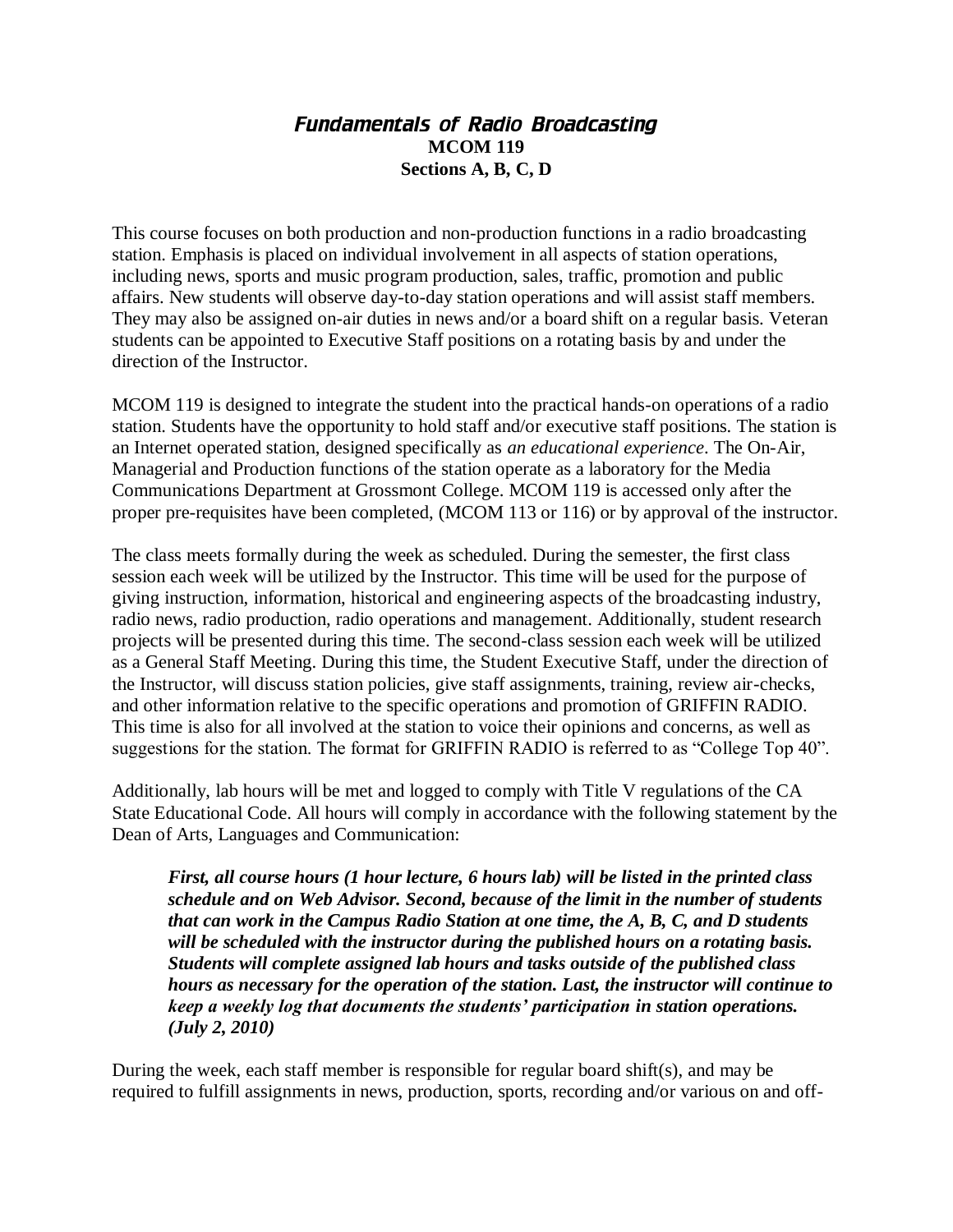# *Fundamentals of Radio Broadcasting*

**MCOM 119**

**Sections A, B, C, D**

This course focuses on both production and non-production functions in a radio broadcasting station. Emphasis is placed on individual involvement in all aspects of station operations, including news, sports and music program production, sales, traffic, promotion and public affairs. New students will observe day-to-day station operations and will assist staff members. They may also be assigned on-air duties in news and/or a board shift on a regular basis. Veteran students can be appointed to Executive Staff positions on a rotating basis by and under the direction of the Instructor.

MCOM 119 is designed to integrate the student into the practical hands-on operations of a radio station. Students have the opportunity to hold staff and/or executive staff positions. The station is an Internet operated station, designed specifically as *an educational experience*. The On-Air, Managerial and Production functions of the station operate as a laboratory for the Media Communications Department at Grossmont College. MCOM 119 is accessed only after the proper pre-requisites have been completed, (MCOM 113 or 116) or by approval of the instructor.

The class meets formally during the week as scheduled. During the semester, the first class session each week will be utilized by the Instructor. This time will be used for the purpose of giving instruction, information, historical and engineering aspects of the broadcasting industry, radio news, radio production, radio operations and management. Additionally, student research projects will be presented during this time. The second-class session each week will be utilized as a General Staff Meeting. During this time, the Student Executive Staff, under the direction of the Instructor, will discuss station policies, give staff assignments, training, review air-checks, and other information relative to the specific operations and promotion of GRIFFIN RADIO. This time is also for all involved at the station to voice their opinions and concerns, as well as suggestions for the station. The format for GRIFFIN RADIO is referred to as "College Top 40".

Additionally, lab hours will be met and logged to comply with Title V regulations of the CA State Educational Code. All hours will comply in accordance with the following statement by the Dean of Arts, Languages and Communication:

> ***First, all course hours (1 hour lecture, 6 hours lab) will be listed in the printed class schedule and on Web Advisor. Second, because of the limit in the number of students that can work in the Campus Radio Station at one time, the A, B, C, and D students will be scheduled with the instructor during the published hours on a rotating basis. Students will complete assigned lab hours and tasks outside of the published class hours as necessary for the operation of the station. Last, the instructor will continue to keep a weekly log that documents the students' participation in station operations. (July 2, 2010)***

During the week, each staff member is responsible for regular board shift(s), and may be required to fulfill assignments in news, production, sports, recording and/or various on and off-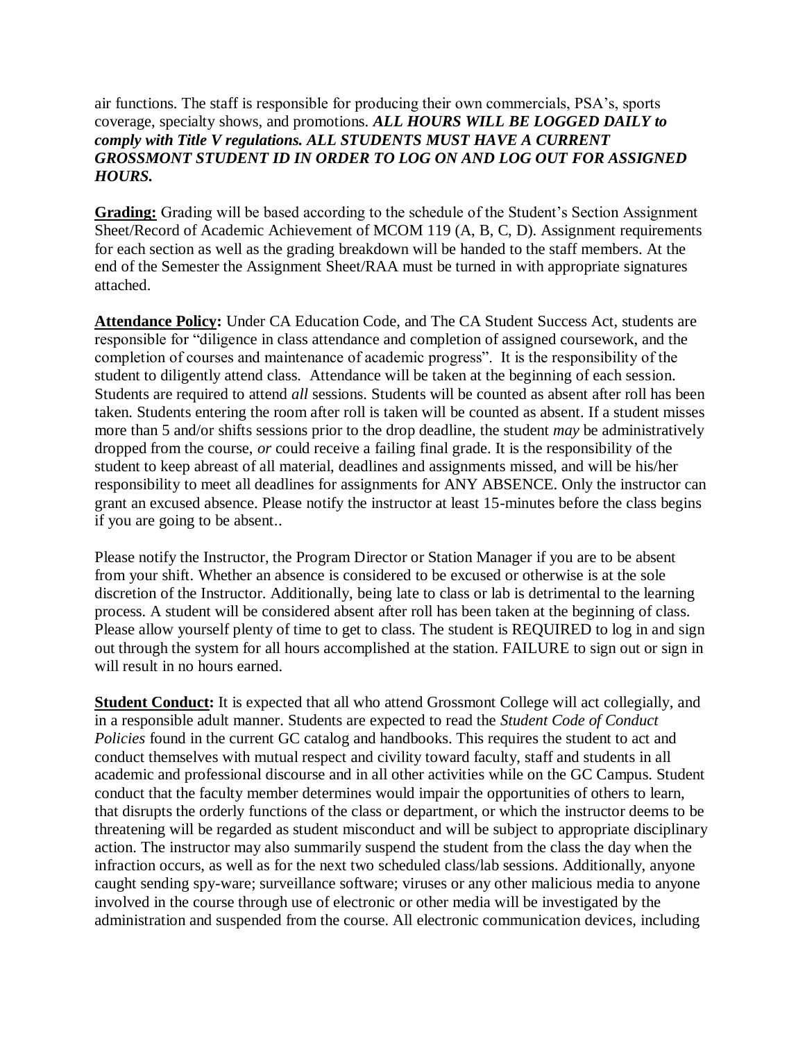air functions. The staff is responsible for producing their own commercials, PSA's, sports coverage, specialty shows, and promotions. ***ALL HOURS WILL BE LOGGED DAILY to comply with Title V regulations. ALL STUDENTS MUST HAVE A CURRENT GROSSMONT STUDENT ID IN ORDER TO LOG ON AND LOG OUT FOR ASSIGNED HOURS.***

**Grading:** Grading will be based according to the schedule of the Student's Section Assignment Sheet/Record of Academic Achievement of MCOM 119 (A, B, C, D). Assignment requirements for each section as well as the grading breakdown will be handed to the staff members. At the end of the Semester the Assignment Sheet/RAA must be turned in with appropriate signatures attached.

**Attendance Policy:** Under CA Education Code, and The CA Student Success Act, students are responsible for "diligence in class attendance and completion of assigned coursework, and the completion of courses and maintenance of academic progress". It is the responsibility of the student to diligently attend class. Attendance will be taken at the beginning of each session. Students are required to attend *all* sessions. Students will be counted as absent after roll has been taken. Students entering the room after roll is taken will be counted as absent. If a student misses more than 5 and/or shifts sessions prior to the drop deadline, the student *may* be administratively dropped from the course, *or* could receive a failing final grade. It is the responsibility of the student to keep abreast of all material, deadlines and assignments missed, and will be his/her responsibility to meet all deadlines for assignments for ANY ABSENCE. Only the instructor can grant an excused absence. Please notify the instructor at least 15-minutes before the class begins if you are going to be absent..

Please notify the Instructor, the Program Director or Station Manager if you are to be absent from your shift. Whether an absence is considered to be excused or otherwise is at the sole discretion of the Instructor. Additionally, being late to class or lab is detrimental to the learning process. A student will be considered absent after roll has been taken at the beginning of class. Please allow yourself plenty of time to get to class. The student is REQUIRED to log in and sign out through the system for all hours accomplished at the station. FAILURE to sign out or sign in will result in no hours earned.

**Student Conduct:** It is expected that all who attend Grossmont College will act collegially, and in a responsible adult manner. Students are expected to read the *Student Code of Conduct Policies* found in the current GC catalog and handbooks. This requires the student to act and conduct themselves with mutual respect and civility toward faculty, staff and students in all academic and professional discourse and in all other activities while on the GC Campus. Student conduct that the faculty member determines would impair the opportunities of others to learn, that disrupts the orderly functions of the class or department, or which the instructor deems to be threatening will be regarded as student misconduct and will be subject to appropriate disciplinary action. The instructor may also summarily suspend the student from the class the day when the infraction occurs, as well as for the next two scheduled class/lab sessions. Additionally, anyone caught sending spy-ware; surveillance software; viruses or any other malicious media to anyone involved in the course through use of electronic or other media will be investigated by the administration and suspended from the course. All electronic communication devices, including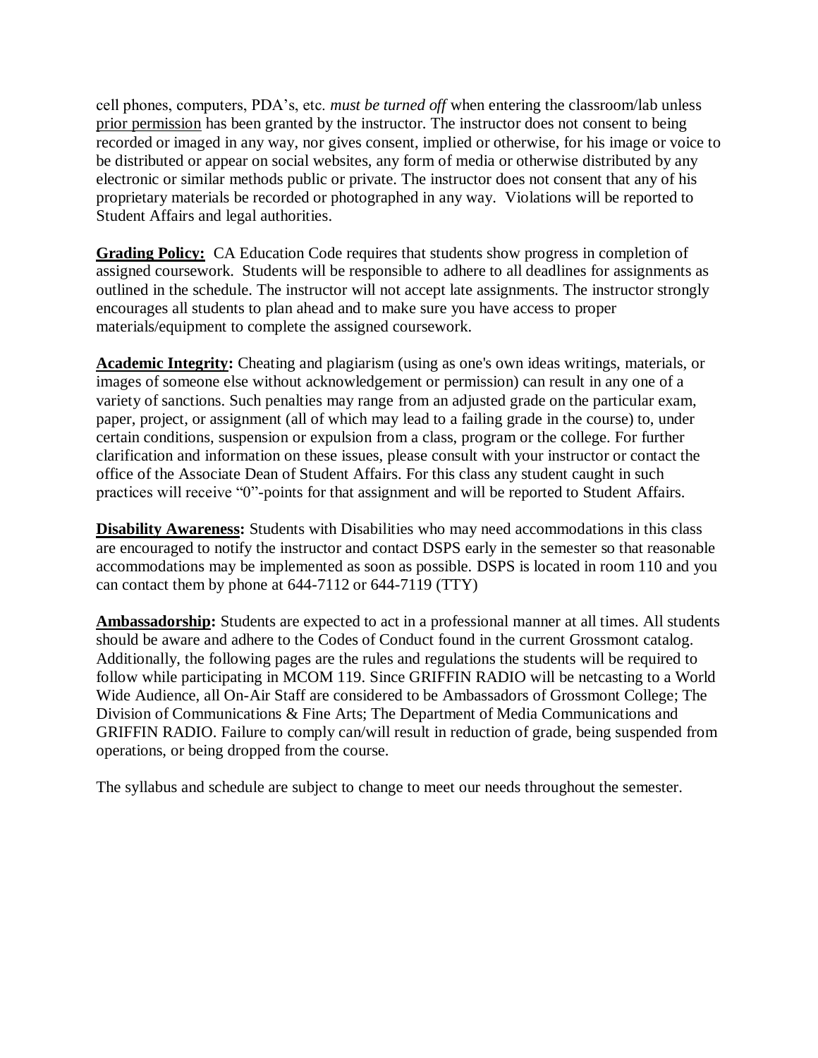cell phones, computers, PDA's, etc. *must be turned off* when entering the classroom/lab unless <u>prior permission</u> has been granted by the instructor. The instructor does not consent to being recorded or imaged in any way, nor gives consent, implied or otherwise, for his image or voice to be distributed or appear on social websites, any form of media or otherwise distributed by any electronic or similar methods public or private. The instructor does not consent that any of his proprietary materials be recorded or photographed in any way. Violations will be reported to Student Affairs and legal authorities.

**<u>Grading Policy:</u>** CA Education Code requires that students show progress in completion of assigned coursework. Students will be responsible to adhere to all deadlines for assignments as outlined in the schedule. The instructor will not accept late assignments. The instructor strongly encourages all students to plan ahead and to make sure you have access to proper materials/equipment to complete the assigned coursework.

**<u>Academic Integrity</u>:** Cheating and plagiarism (using as one's own ideas writings, materials, or images of someone else without acknowledgement or permission) can result in any one of a variety of sanctions. Such penalties may range from an adjusted grade on the particular exam, paper, project, or assignment (all of which may lead to a failing grade in the course) to, under certain conditions, suspension or expulsion from a class, program or the college. For further clarification and information on these issues, please consult with your instructor or contact the office of the Associate Dean of Student Affairs. For this class any student caught in such practices will receive "0"-points for that assignment and will be reported to Student Affairs.

**<u>Disability Awareness</u>:** Students with Disabilities who may need accommodations in this class are encouraged to notify the instructor and contact DSPS early in the semester so that reasonable accommodations may be implemented as soon as possible. DSPS is located in room 110 and you can contact them by phone at 644-7112 or 644-7119 (TTY)

**<u>Ambassadorship</u>:** Students are expected to act in a professional manner at all times. All students should be aware and adhere to the Codes of Conduct found in the current Grossmont catalog. Additionally, the following pages are the rules and regulations the students will be required to follow while participating in MCOM 119. Since GRIFFIN RADIO will be netcasting to a World Wide Audience, all On-Air Staff are considered to be Ambassadors of Grossmont College; The Division of Communications & Fine Arts; The Department of Media Communications and GRIFFIN RADIO. Failure to comply can/will result in reduction of grade, being suspended from operations, or being dropped from the course.

The syllabus and schedule are subject to change to meet our needs throughout the semester.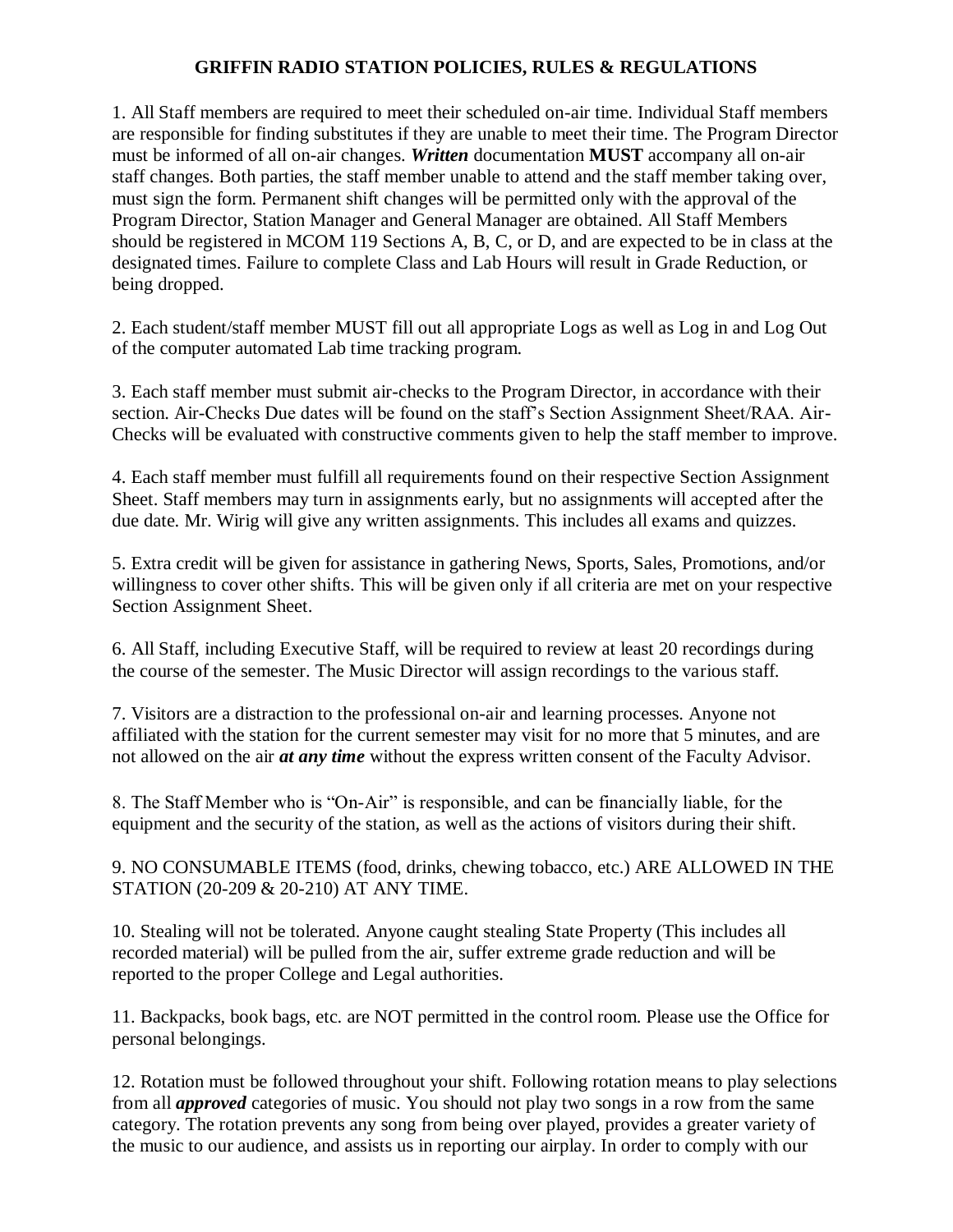# GRIFFIN RADIO STATION POLICIES, RULES & REGULATIONS

1. All Staff members are required to meet their scheduled on-air time. Individual Staff members are responsible for finding substitutes if they are unable to meet their time. The Program Director must be informed of all on-air changes. ***Written*** documentation **MUST** accompany all on-air staff changes. Both parties, the staff member unable to attend and the staff member taking over, must sign the form. Permanent shift changes will be permitted only with the approval of the Program Director, Station Manager and General Manager are obtained. All Staff Members should be registered in MCOM 119 Sections A, B, C, or D, and are expected to be in class at the designated times. Failure to complete Class and Lab Hours will result in Grade Reduction, or being dropped.

2. Each student/staff member MUST fill out all appropriate Logs as well as Log in and Log Out of the computer automated Lab time tracking program.

3. Each staff member must submit air-checks to the Program Director, in accordance with their section. Air-Checks Due dates will be found on the staff's Section Assignment Sheet/RAA. Air-Checks will be evaluated with constructive comments given to help the staff member to improve.

4. Each staff member must fulfill all requirements found on their respective Section Assignment Sheet. Staff members may turn in assignments early, but no assignments will accepted after the due date. Mr. Wirig will give any written assignments. This includes all exams and quizzes.

5. Extra credit will be given for assistance in gathering News, Sports, Sales, Promotions, and/or willingness to cover other shifts. This will be given only if all criteria are met on your respective Section Assignment Sheet.

6. All Staff, including Executive Staff, will be required to review at least 20 recordings during the course of the semester. The Music Director will assign recordings to the various staff.

7. Visitors are a distraction to the professional on-air and learning processes. Anyone not affiliated with the station for the current semester may visit for no more that 5 minutes, and are not allowed on the air ***at any time*** without the express written consent of the Faculty Advisor.

8. The Staff Member who is "On-Air" is responsible, and can be financially liable, for the equipment and the security of the station, as well as the actions of visitors during their shift.

9. NO CONSUMABLE ITEMS (food, drinks, chewing tobacco, etc.) ARE ALLOWED IN THE STATION (20-209 & 20-210) AT ANY TIME.

10. Stealing will not be tolerated. Anyone caught stealing State Property (This includes all recorded material) will be pulled from the air, suffer extreme grade reduction and will be reported to the proper College and Legal authorities.

11. Backpacks, book bags, etc. are NOT permitted in the control room. Please use the Office for personal belongings.

12. Rotation must be followed throughout your shift. Following rotation means to play selections from all ***approved*** categories of music. You should not play two songs in a row from the same category. The rotation prevents any song from being over played, provides a greater variety of the music to our audience, and assists us in reporting our airplay. In order to comply with our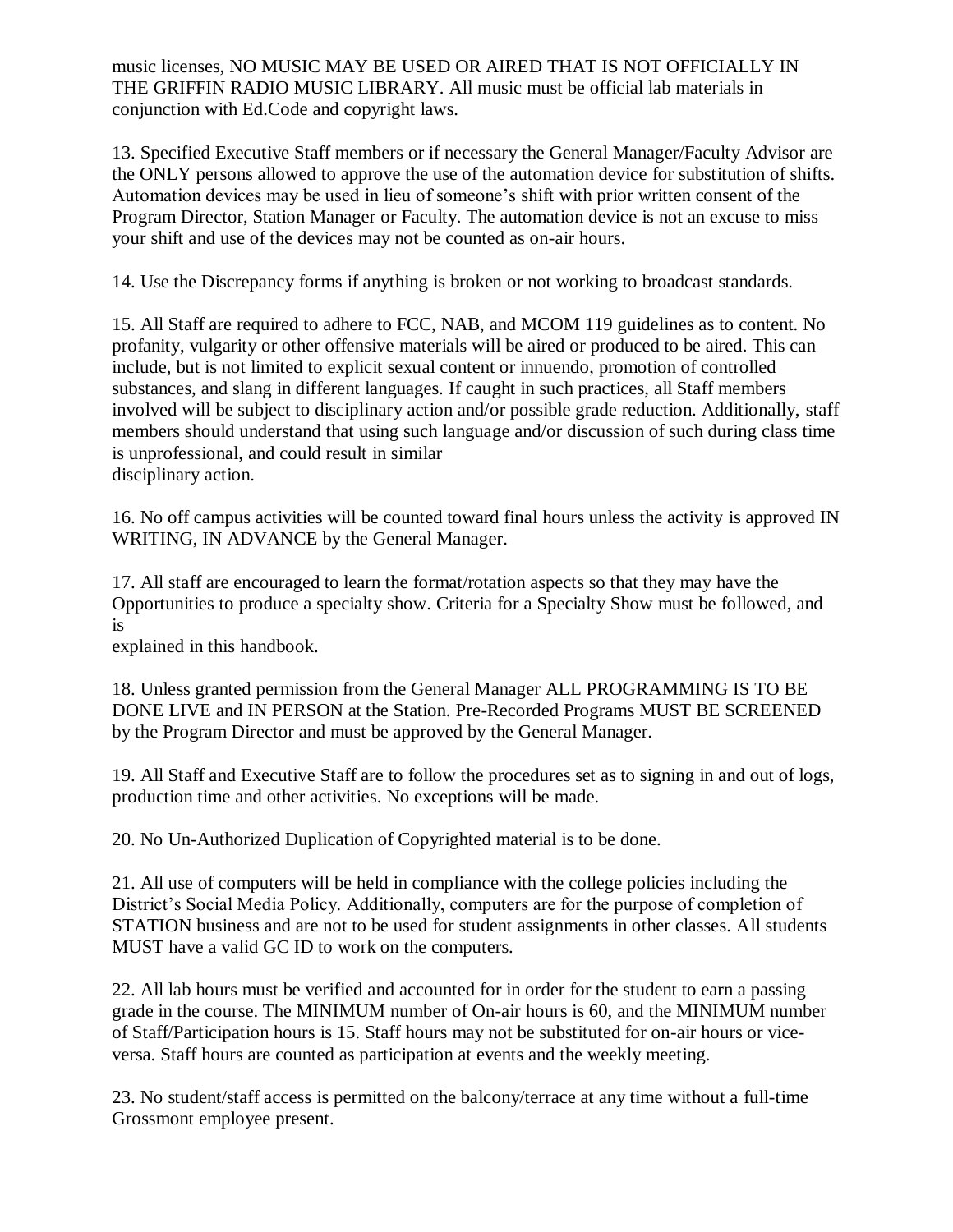music licenses, NO MUSIC MAY BE USED OR AIRED THAT IS NOT OFFICIALLY IN THE GRIFFIN RADIO MUSIC LIBRARY. All music must be official lab materials in conjunction with Ed.Code and copyright laws.

13. Specified Executive Staff members or if necessary the General Manager/Faculty Advisor are the ONLY persons allowed to approve the use of the automation device for substitution of shifts. Automation devices may be used in lieu of someone's shift with prior written consent of the Program Director, Station Manager or Faculty. The automation device is not an excuse to miss your shift and use of the devices may not be counted as on-air hours.

14. Use the Discrepancy forms if anything is broken or not working to broadcast standards.

15. All Staff are required to adhere to FCC, NAB, and MCOM 119 guidelines as to content. No profanity, vulgarity or other offensive materials will be aired or produced to be aired. This can include, but is not limited to explicit sexual content or innuendo, promotion of controlled substances, and slang in different languages. If caught in such practices, all Staff members involved will be subject to disciplinary action and/or possible grade reduction. Additionally, staff members should understand that using such language and/or discussion of such during class time is unprofessional, and could result in similar disciplinary action.

16. No off campus activities will be counted toward final hours unless the activity is approved IN WRITING, IN ADVANCE by the General Manager.

17. All staff are encouraged to learn the format/rotation aspects so that they may have the Opportunities to produce a specialty show. Criteria for a Specialty Show must be followed, and is explained in this handbook.

18. Unless granted permission from the General Manager ALL PROGRAMMING IS TO BE DONE LIVE and IN PERSON at the Station. Pre-Recorded Programs MUST BE SCREENED by the Program Director and must be approved by the General Manager.

19. All Staff and Executive Staff are to follow the procedures set as to signing in and out of logs, production time and other activities. No exceptions will be made.

20. No Un-Authorized Duplication of Copyrighted material is to be done.

21. All use of computers will be held in compliance with the college policies including the District's Social Media Policy. Additionally, computers are for the purpose of completion of STATION business and are not to be used for student assignments in other classes. All students MUST have a valid GC ID to work on the computers.

22. All lab hours must be verified and accounted for in order for the student to earn a passing grade in the course. The MINIMUM number of On-air hours is 60, and the MINIMUM number of Staff/Participation hours is 15. Staff hours may not be substituted for on-air hours or vice-versa. Staff hours are counted as participation at events and the weekly meeting.

23. No student/staff access is permitted on the balcony/terrace at any time without a full-time Grossmont employee present.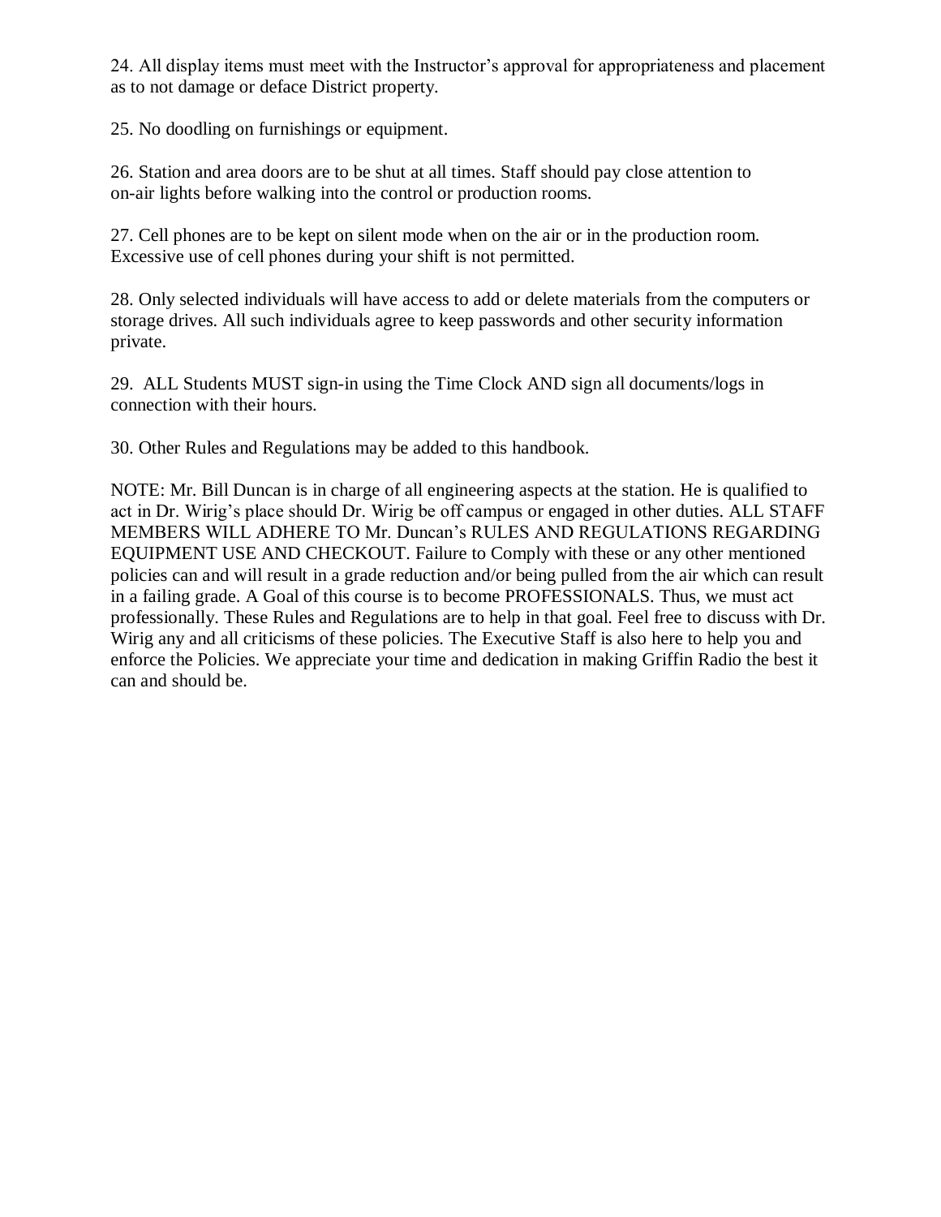24. All display items must meet with the Instructor's approval for appropriateness and placement as to not damage or deface District property.

25. No doodling on furnishings or equipment.

26. Station and area doors are to be shut at all times. Staff should pay close attention to on-air lights before walking into the control or production rooms.

27. Cell phones are to be kept on silent mode when on the air or in the production room. Excessive use of cell phones during your shift is not permitted.

28. Only selected individuals will have access to add or delete materials from the computers or storage drives. All such individuals agree to keep passwords and other security information private.

29. ALL Students MUST sign-in using the Time Clock AND sign all documents/logs in connection with their hours.

30. Other Rules and Regulations may be added to this handbook.

NOTE: Mr. Bill Duncan is in charge of all engineering aspects at the station. He is qualified to act in Dr. Wirig's place should Dr. Wirig be off campus or engaged in other duties. ALL STAFF MEMBERS WILL ADHERE TO Mr. Duncan's RULES AND REGULATIONS REGARDING EQUIPMENT USE AND CHECKOUT. Failure to Comply with these or any other mentioned policies can and will result in a grade reduction and/or being pulled from the air which can result in a failing grade. A Goal of this course is to become PROFESSIONALS. Thus, we must act professionally. These Rules and Regulations are to help in that goal. Feel free to discuss with Dr. Wirig any and all criticisms of these policies. The Executive Staff is also here to help you and enforce the Policies. We appreciate your time and dedication in making Griffin Radio the best it can and should be.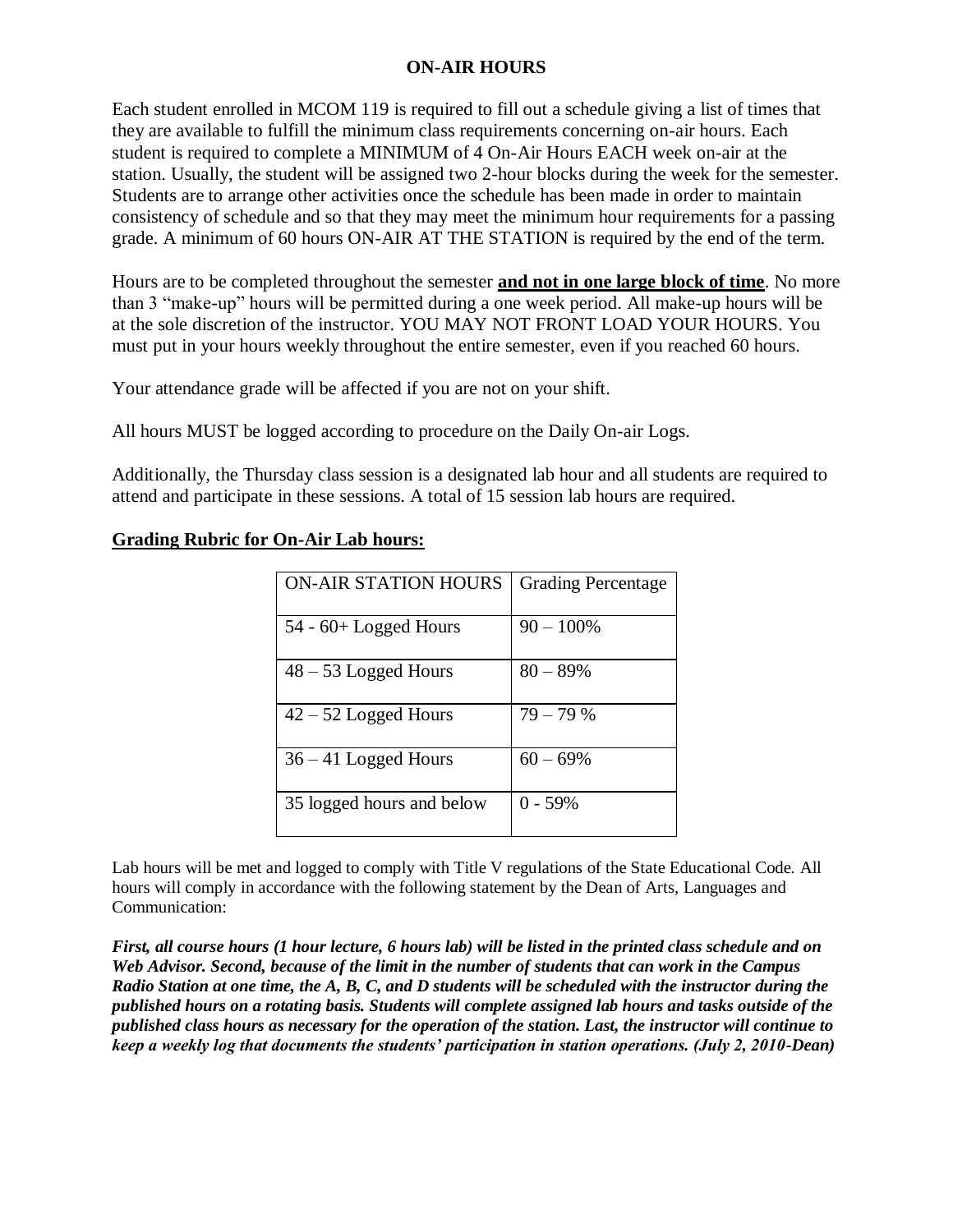# ON-AIR HOURS

Each student enrolled in MCOM 119 is required to fill out a schedule giving a list of times that they are available to fulfill the minimum class requirements concerning on-air hours. Each student is required to complete a MINIMUM of 4 On-Air Hours EACH week on-air at the station. Usually, the student will be assigned two 2-hour blocks during the week for the semester. Students are to arrange other activities once the schedule has been made in order to maintain consistency of schedule and so that they may meet the minimum hour requirements for a passing grade. A minimum of 60 hours ON-AIR AT THE STATION is required by the end of the term.

Hours are to be completed throughout the semester **<u>and not in one large block of time</u>**. No more than 3 "make-up" hours will be permitted during a one week period. All make-up hours will be at the sole discretion of the instructor. YOU MAY NOT FRONT LOAD YOUR HOURS. You must put in your hours weekly throughout the entire semester, even if you reached 60 hours.

Your attendance grade will be affected if you are not on your shift.

All hours MUST be logged according to procedure on the Daily On-air Logs.

Additionally, the Thursday class session is a designated lab hour and all students are required to attend and participate in these sessions. A total of 15 session lab hours are required.

**<u>Grading Rubric for On-Air Lab hours:</u>**

| ON-AIR STATION HOURS | Grading Percentage |
|---|---|
| 54 - 60+ Logged Hours | 90 – 100% |
| 48 – 53 Logged Hours | 80 – 89% |
| 42 – 52 Logged Hours | 79 – 79 % |
| 36 – 41 Logged Hours | 60 – 69% |
| 35 logged hours and below | 0 - 59% |

Lab hours will be met and logged to comply with Title V regulations of the State Educational Code. All hours will comply in accordance with the following statement by the Dean of Arts, Languages and Communication:

***First, all course hours (1 hour lecture, 6 hours lab) will be listed in the printed class schedule and on Web Advisor. Second, because of the limit in the number of students that can work in the Campus Radio Station at one time, the A, B, C, and D students will be scheduled with the instructor during the published hours on a rotating basis. Students will complete assigned lab hours and tasks outside of the published class hours as necessary for the operation of the station. Last, the instructor will continue to keep a weekly log that documents the students' participation in station operations. (July 2, 2010-Dean)***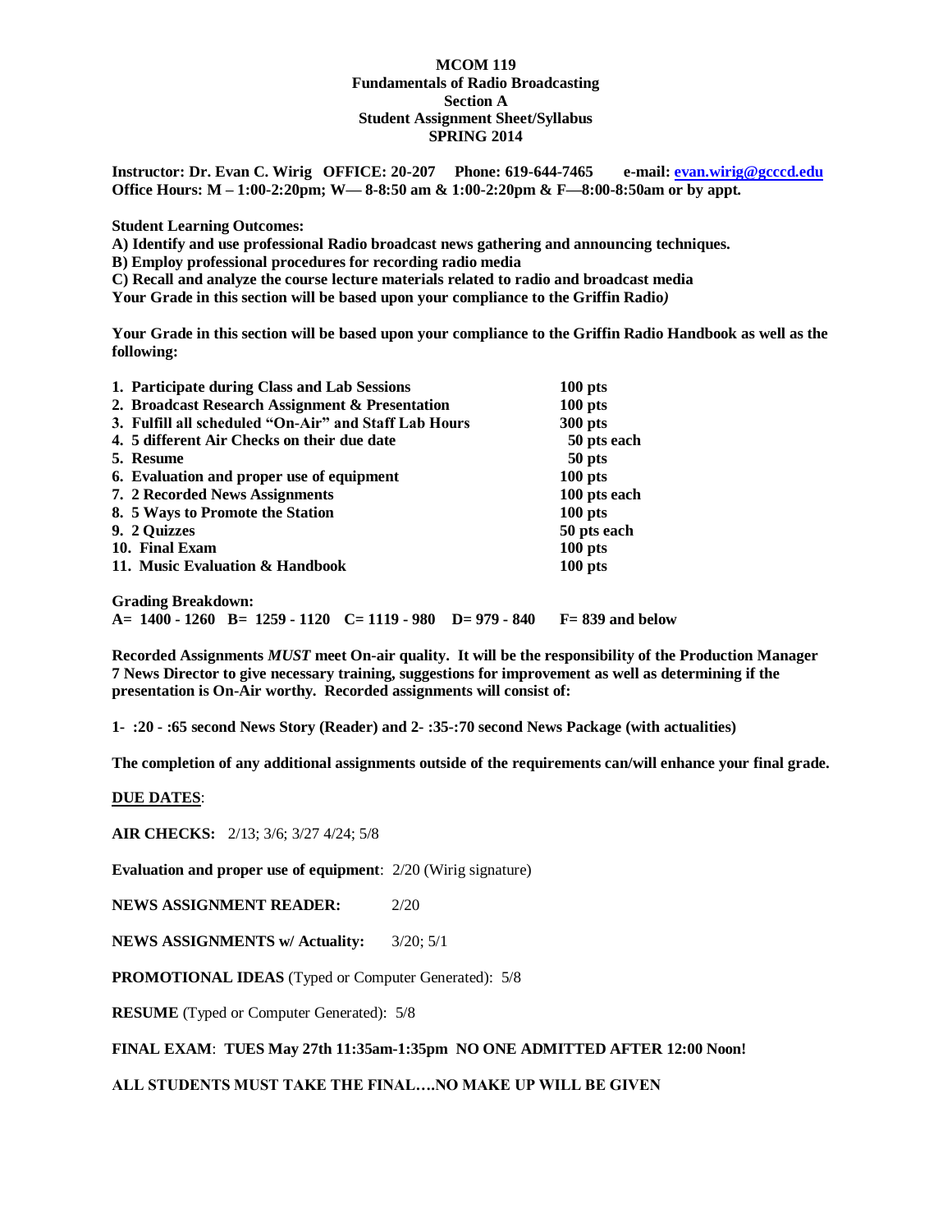**MCOM 119**
**Fundamentals of Radio Broadcasting**
**Section A**
**Student Assignment Sheet/Syllabus**
**SPRING 2014**

**Instructor: Dr. Evan C. Wirig OFFICE: 20-207 Phone: 619-644-7465 e-mail: evan.wirig@gcccd.edu**
**Office Hours: M – 1:00-2:20pm; W— 8-8:50 am & 1:00-2:20pm & F—8:00-8:50am or by appt.**

**Student Learning Outcomes:**
**A) Identify and use professional Radio broadcast news gathering and announcing techniques.**
**B) Employ professional procedures for recording radio media**
**C) Recall and analyze the course lecture materials related to radio and broadcast media**
**Your Grade in this section will be based upon your compliance to the Griffin Radio*)***

**Your Grade in this section will be based upon your compliance to the Griffin Radio Handbook as well as the following:**

| | |
|---|---|
| **1. Participate during Class and Lab Sessions** | **100 pts** |
| **2. Broadcast Research Assignment & Presentation** | **100 pts** |
| **3. Fulfill all scheduled "On-Air" and Staff Lab Hours** | **300 pts** |
| **4. 5 different Air Checks on their due date** | **50 pts each** |
| **5. Resume** | **50 pts** |
| **6. Evaluation and proper use of equipment** | **100 pts** |
| **7. 2 Recorded News Assignments** | **100 pts each** |
| **8. 5 Ways to Promote the Station** | **100 pts** |
| **9. 2 Quizzes** | **50 pts each** |
| **10. Final Exam** | **100 pts** |
| **11. Music Evaluation & Handbook** | **100 pts** |

**Grading Breakdown:**
**A= 1400 - 1260 B= 1259 - 1120 C= 1119 - 980 D= 979 - 840 F= 839 and below**

**Recorded Assignments *MUST* meet On-air quality. It will be the responsibility of the Production Manager 7 News Director to give necessary training, suggestions for improvement as well as determining if the presentation is On-Air worthy. Recorded assignments will consist of:**

**1- :20 - :65 second News Story (Reader) and 2- :35-:70 second News Package (with actualities)**

**The completion of any additional assignments outside of the requirements can/will enhance your final grade.**

**DUE DATES**:

**AIR CHECKS:** 2/13; 3/6; 3/27 4/24; 5/8

**Evaluation and proper use of equipment**: 2/20 (Wirig signature)

**NEWS ASSIGNMENT READER:** 2/20

**NEWS ASSIGNMENTS w/ Actuality:** 3/20; 5/1

**PROMOTIONAL IDEAS** (Typed or Computer Generated): 5/8

**RESUME** (Typed or Computer Generated): 5/8

**FINAL EXAM**: **TUES May 27th 11:35am-1:35pm NO ONE ADMITTED AFTER 12:00 Noon!**

**ALL STUDENTS MUST TAKE THE FINAL….NO MAKE UP WILL BE GIVEN**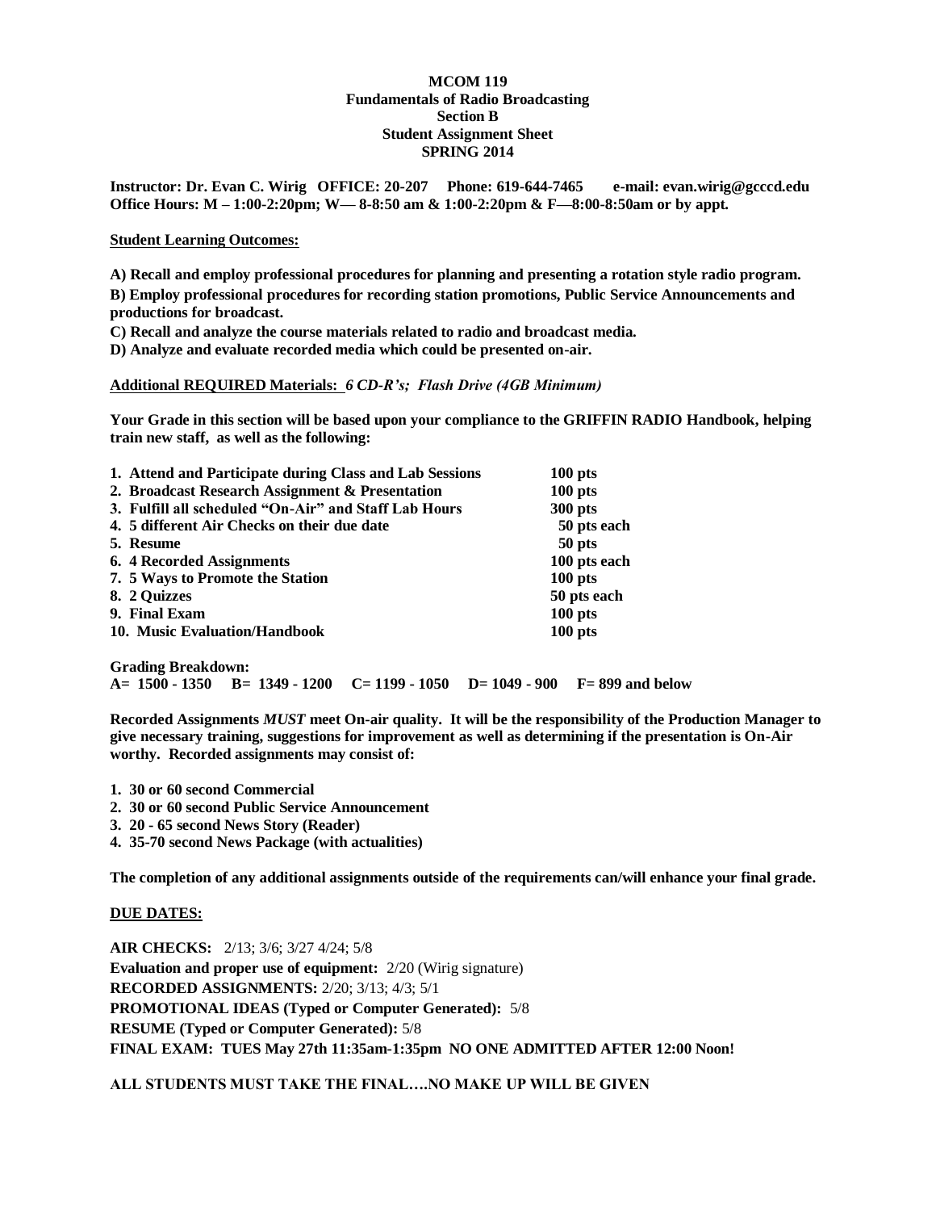# MCOM 119
## Fundamentals of Radio Broadcasting
### Section B
### Student Assignment Sheet
### SPRING 2014

**Instructor: Dr. Evan C. Wirig OFFICE: 20-207 Phone: 619-644-7465 e-mail: evan.wirig@gcccd.edu**
**Office Hours: M – 1:00-2:20pm; W— 8-8:50 am & 1:00-2:20pm & F—8:00-8:50am or by appt.**

**Student Learning Outcomes:**

**A) Recall and employ professional procedures for planning and presenting a rotation style radio program.**

**B) Employ professional procedures for recording station promotions, Public Service Announcements and productions for broadcast.**

**C) Recall and analyze the course materials related to radio and broadcast media.**

**D) Analyze and evaluate recorded media which could be presented on-air.**

**Additional REQUIRED Materials:** ***6 CD-R's; Flash Drive (4GB Minimum)***

**Your Grade in this section will be based upon your compliance to the GRIFFIN RADIO Handbook, helping train new staff, as well as the following:**

| | |
|---|---|
| **1. Attend and Participate during Class and Lab Sessions** | **100 pts** |
| **2. Broadcast Research Assignment & Presentation** | **100 pts** |
| **3. Fulfill all scheduled "On-Air" and Staff Lab Hours** | **300 pts** |
| **4. 5 different Air Checks on their due date** | **50 pts each** |
| **5. Resume** | **50 pts** |
| **6. 4 Recorded Assignments** | **100 pts each** |
| **7. 5 Ways to Promote the Station** | **100 pts** |
| **8. 2 Quizzes** | **50 pts each** |
| **9. Final Exam** | **100 pts** |
| **10. Music Evaluation/Handbook** | **100 pts** |

**Grading Breakdown:**
**A= 1500 - 1350 B= 1349 - 1200 C= 1199 - 1050 D= 1049 - 900 F= 899 and below**

**Recorded Assignments *MUST* meet On-air quality. It will be the responsibility of the Production Manager to give necessary training, suggestions for improvement as well as determining if the presentation is On-Air worthy. Recorded assignments may consist of:**

1. **30 or 60 second Commercial**
2. **30 or 60 second Public Service Announcement**
3. **20 - 65 second News Story (Reader)**
4. **35-70 second News Package (with actualities)**

**The completion of any additional assignments outside of the requirements can/will enhance your final grade.**

**DUE DATES:**

**AIR CHECKS:** 2/13; 3/6; 3/27 4/24; 5/8
**Evaluation and proper use of equipment:** 2/20 (Wirig signature)
**RECORDED ASSIGNMENTS:** 2/20; 3/13; 4/3; 5/1
**PROMOTIONAL IDEAS (Typed or Computer Generated):** 5/8
**RESUME (Typed or Computer Generated):** 5/8
**FINAL EXAM: TUES May 27th 11:35am-1:35pm NO ONE ADMITTED AFTER 12:00 Noon!**

**ALL STUDENTS MUST TAKE THE FINAL….NO MAKE UP WILL BE GIVEN**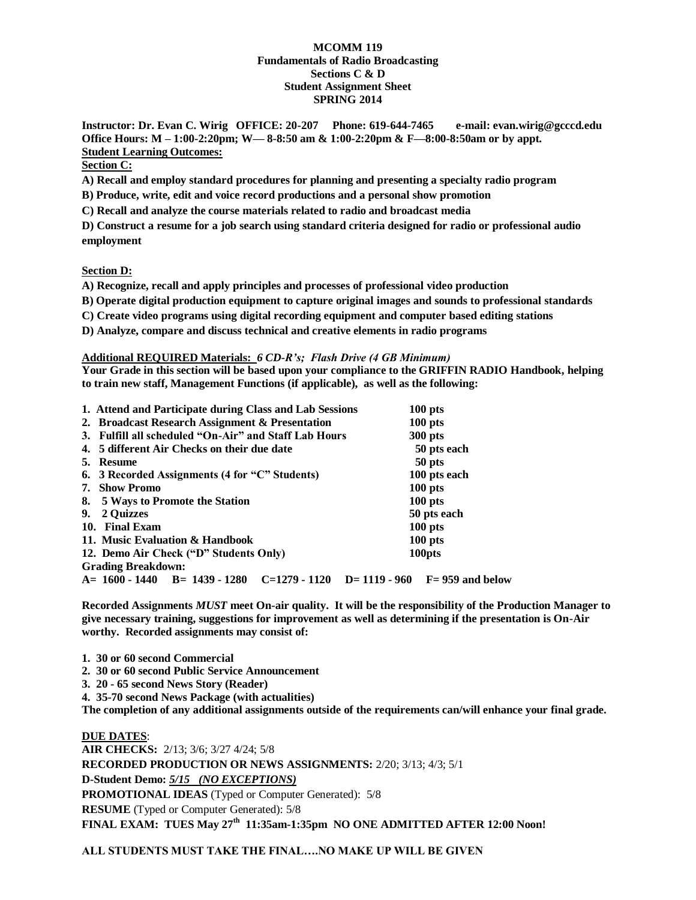**MCOMM 119**
**Fundamentals of Radio Broadcasting**
**Sections C & D**
**Student Assignment Sheet**
**SPRING 2014**

**Instructor: Dr. Evan C. Wirig OFFICE: 20-207 Phone: 619-644-7465 e-mail: evan.wirig@gcccd.edu**
**Office Hours: M – 1:00-2:20pm; W— 8-8:50 am & 1:00-2:20pm & F—8:00-8:50am or by appt.**

**Student Learning Outcomes:**

**Section C:**

**A) Recall and employ standard procedures for planning and presenting a specialty radio program**

**B) Produce, write, edit and voice record productions and a personal show promotion**

**C) Recall and analyze the course materials related to radio and broadcast media**

**D) Construct a resume for a job search using standard criteria designed for radio or professional audio employment**

**Section D:**

**A) Recognize, recall and apply principles and processes of professional video production**

**B) Operate digital production equipment to capture original images and sounds to professional standards**

**C) Create video programs using digital recording equipment and computer based editing stations**

**D) Analyze, compare and discuss technical and creative elements in radio programs**

**Additional REQUIRED Materials:** ***6 CD-R's; Flash Drive (4 GB Minimum)***

**Your Grade in this section will be based upon your compliance to the GRIFFIN RADIO Handbook, helping to train new staff, Management Functions (if applicable), as well as the following:**

| | |
|---|---|
| **1. Attend and Participate during Class and Lab Sessions** | **100 pts** |
| **2. Broadcast Research Assignment & Presentation** | **100 pts** |
| **3. Fulfill all scheduled "On-Air" and Staff Lab Hours** | **300 pts** |
| **4. 5 different Air Checks on their due date** | **50 pts each** |
| **5. Resume** | **50 pts** |
| **6. 3 Recorded Assignments (4 for "C" Students)** | **100 pts each** |
| **7. Show Promo** | **100 pts** |
| **8. 5 Ways to Promote the Station** | **100 pts** |
| **9. 2 Quizzes** | **50 pts each** |
| **10. Final Exam** | **100 pts** |
| **11. Music Evaluation & Handbook** | **100 pts** |
| **12. Demo Air Check ("D" Students Only)** | **100pts** |

**Grading Breakdown:**

**A= 1600 - 1440 B= 1439 - 1280 C=1279 - 1120 D= 1119 - 960 F= 959 and below**

**Recorded Assignments *MUST* meet On-air quality. It will be the responsibility of the Production Manager to give necessary training, suggestions for improvement as well as determining if the presentation is On-Air worthy. Recorded assignments may consist of:**

**1. 30 or 60 second Commercial**
**2. 30 or 60 second Public Service Announcement**
**3. 20 - 65 second News Story (Reader)**
**4. 35-70 second News Package (with actualities)**

**The completion of any additional assignments outside of the requirements can/will enhance your final grade.**

**DUE DATES**:

**AIR CHECKS:** 2/13; 3/6; 3/27 4/24; 5/8

**RECORDED PRODUCTION OR NEWS ASSIGNMENTS:** 2/20; 3/13; 4/3; 5/1

**D-Student Demo:** ***5/15 (NO EXCEPTIONS)***

**PROMOTIONAL IDEAS** (Typed or Computer Generated): 5/8

**RESUME** (Typed or Computer Generated): 5/8

**FINAL EXAM: TUES May 27th 11:35am-1:35pm NO ONE ADMITTED AFTER 12:00 Noon!**

**ALL STUDENTS MUST TAKE THE FINAL….NO MAKE UP WILL BE GIVEN**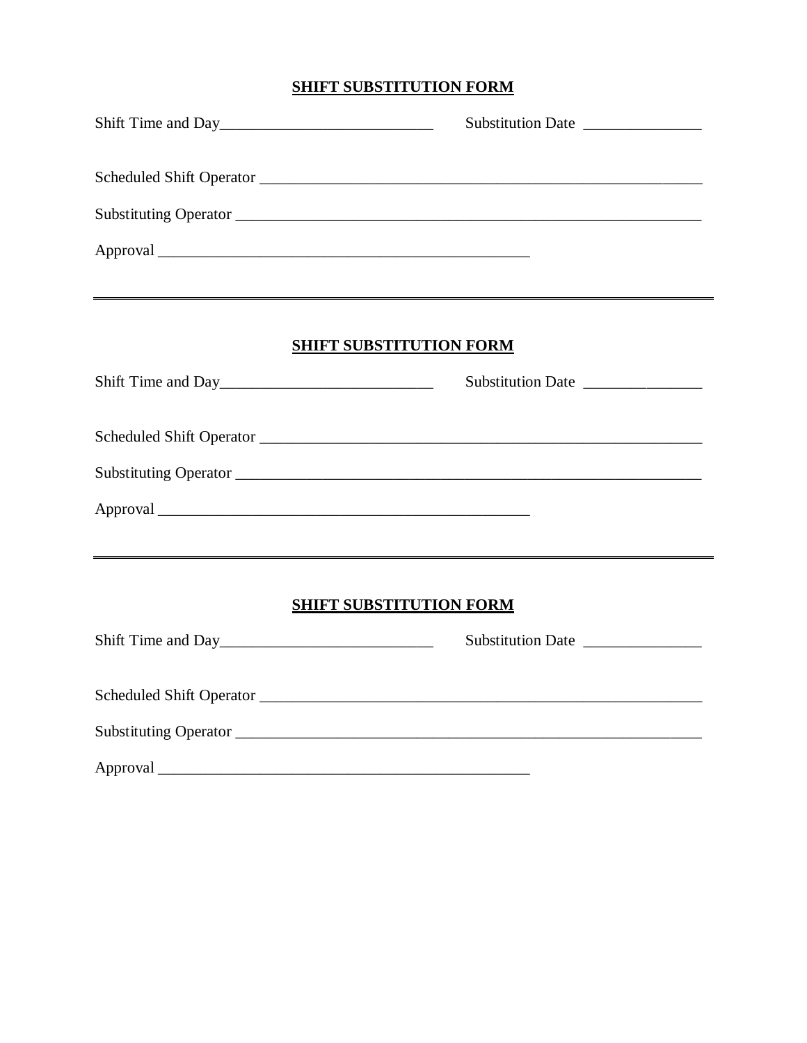**SHIFT SUBSTITUTION FORM**

Shift Time and Day___________________________ Substitution Date _______________

Scheduled Shift Operator __________________________________________________________

Substituting Operator _____________________________________________________________

Approval ________________________________________________

---

**SHIFT SUBSTITUTION FORM**

Shift Time and Day___________________________ Substitution Date _______________

Scheduled Shift Operator __________________________________________________________

Substituting Operator _____________________________________________________________

Approval ________________________________________________

---

**SHIFT SUBSTITUTION FORM**

Shift Time and Day___________________________ Substitution Date _______________

Scheduled Shift Operator __________________________________________________________

Substituting Operator _____________________________________________________________

Approval ________________________________________________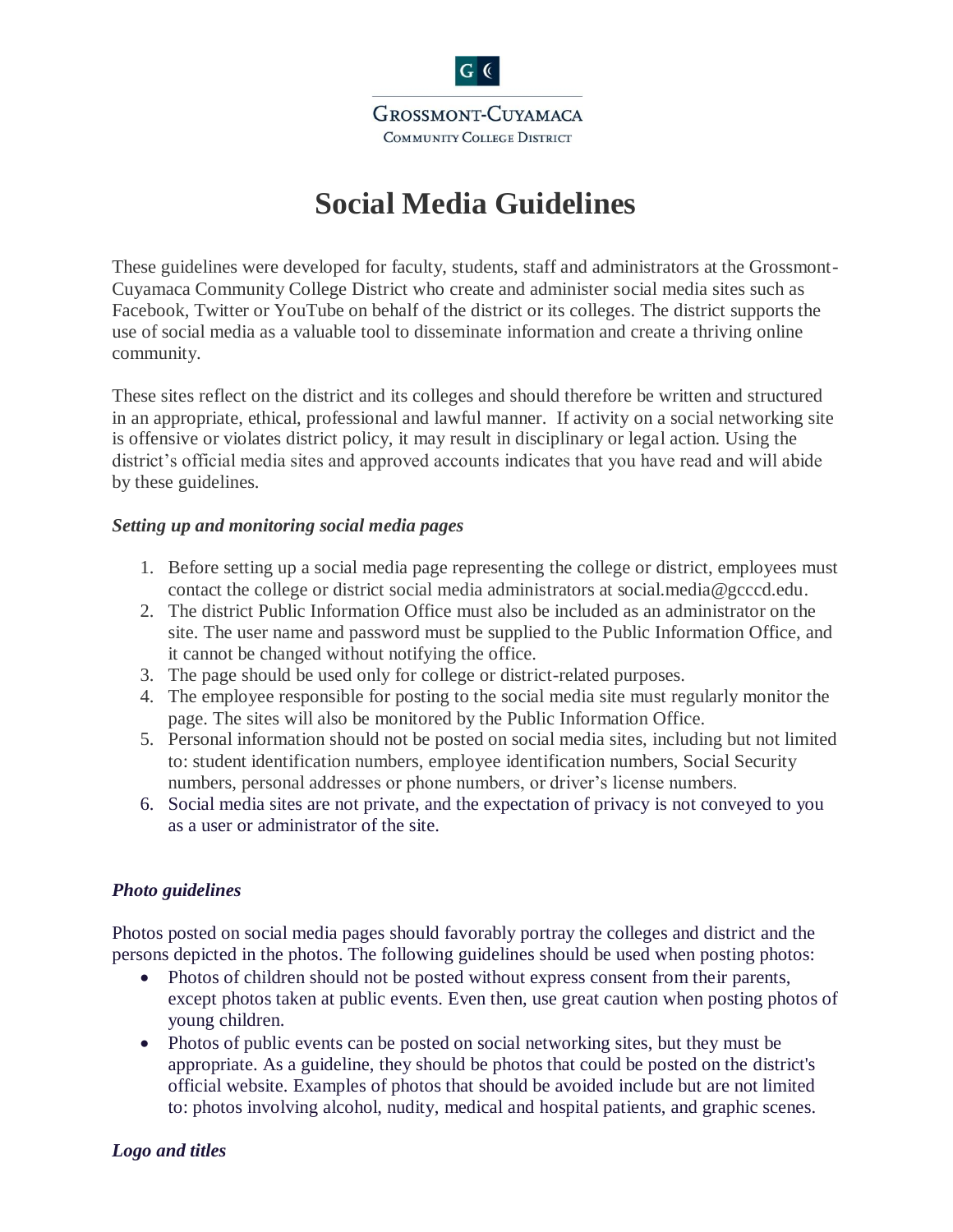Grossmont-Cuyamaca
Community College District

# Social Media Guidelines

These guidelines were developed for faculty, students, staff and administrators at the Grossmont-Cuyamaca Community College District who create and administer social media sites such as Facebook, Twitter or YouTube on behalf of the district or its colleges. The district supports the use of social media as a valuable tool to disseminate information and create a thriving online community.

These sites reflect on the district and its colleges and should therefore be written and structured in an appropriate, ethical, professional and lawful manner. If activity on a social networking site is offensive or violates district policy, it may result in disciplinary or legal action. Using the district's official media sites and approved accounts indicates that you have read and will abide by these guidelines.

***Setting up and monitoring social media pages***

1. Before setting up a social media page representing the college or district, employees must contact the college or district social media administrators at social.media@gcccd.edu.
2. The district Public Information Office must also be included as an administrator on the site. The user name and password must be supplied to the Public Information Office, and it cannot be changed without notifying the office.
3. The page should be used only for college or district-related purposes.
4. The employee responsible for posting to the social media site must regularly monitor the page. The sites will also be monitored by the Public Information Office.
5. Personal information should not be posted on social media sites, including but not limited to: student identification numbers, employee identification numbers, Social Security numbers, personal addresses or phone numbers, or driver's license numbers.
6. Social media sites are not private, and the expectation of privacy is not conveyed to you as a user or administrator of the site.

***Photo guidelines***

Photos posted on social media pages should favorably portray the colleges and district and the persons depicted in the photos. The following guidelines should be used when posting photos:

- Photos of children should not be posted without express consent from their parents, except photos taken at public events. Even then, use great caution when posting photos of young children.
- Photos of public events can be posted on social networking sites, but they must be appropriate. As a guideline, they should be photos that could be posted on the district's official website. Examples of photos that should be avoided include but are not limited to: photos involving alcohol, nudity, medical and hospital patients, and graphic scenes.

***Logo and titles***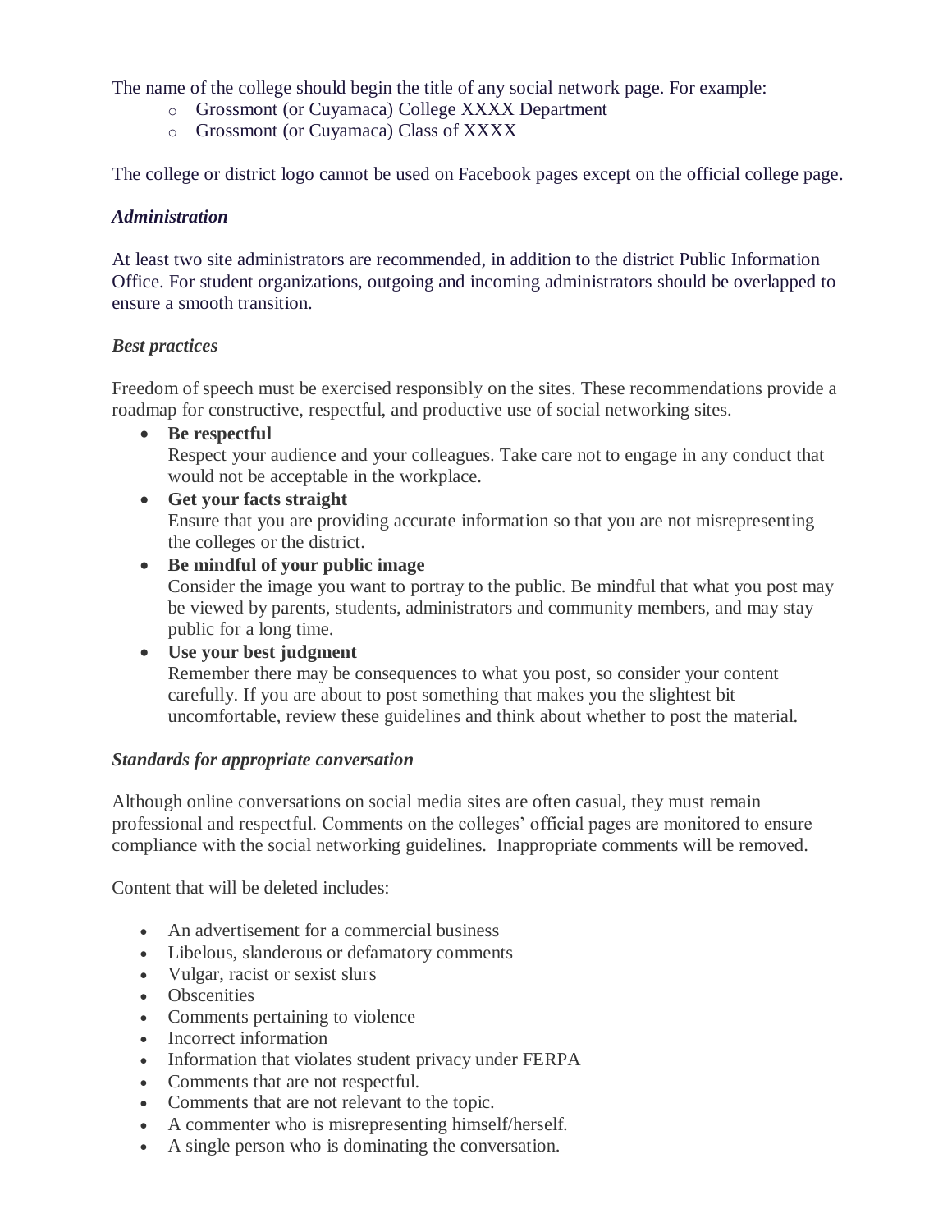The name of the college should begin the title of any social network page. For example:

- Grossmont (or Cuyamaca) College XXXX Department
- Grossmont (or Cuyamaca) Class of XXXX

The college or district logo cannot be used on Facebook pages except on the official college page.

### *Administration*

At least two site administrators are recommended, in addition to the district Public Information Office. For student organizations, outgoing and incoming administrators should be overlapped to ensure a smooth transition.

### *Best practices*

Freedom of speech must be exercised responsibly on the sites. These recommendations provide a roadmap for constructive, respectful, and productive use of social networking sites.

- **Be respectful**
  Respect your audience and your colleagues. Take care not to engage in any conduct that would not be acceptable in the workplace.
- **Get your facts straight**
  Ensure that you are providing accurate information so that you are not misrepresenting the colleges or the district.
- **Be mindful of your public image**
  Consider the image you want to portray to the public. Be mindful that what you post may be viewed by parents, students, administrators and community members, and may stay public for a long time.
- **Use your best judgment**
  Remember there may be consequences to what you post, so consider your content carefully. If you are about to post something that makes you the slightest bit uncomfortable, review these guidelines and think about whether to post the material.

### *Standards for appropriate conversation*

Although online conversations on social media sites are often casual, they must remain professional and respectful. Comments on the colleges' official pages are monitored to ensure compliance with the social networking guidelines. Inappropriate comments will be removed.

Content that will be deleted includes:

- An advertisement for a commercial business
- Libelous, slanderous or defamatory comments
- Vulgar, racist or sexist slurs
- Obscenities
- Comments pertaining to violence
- Incorrect information
- Information that violates student privacy under FERPA
- Comments that are not respectful.
- Comments that are not relevant to the topic.
- A commenter who is misrepresenting himself/herself.
- A single person who is dominating the conversation.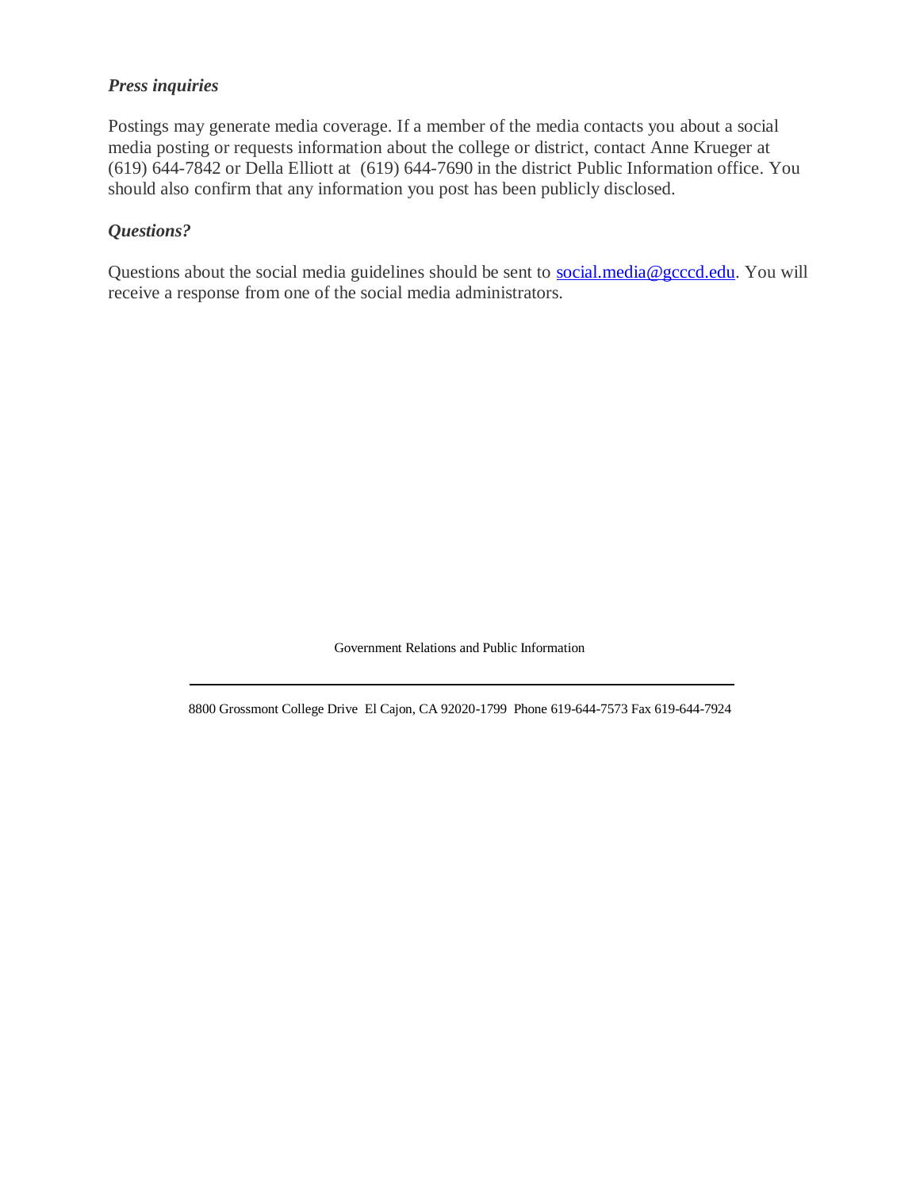***Press inquiries***

Postings may generate media coverage. If a member of the media contacts you about a social media posting or requests information about the college or district, contact Anne Krueger at (619) 644-7842 or Della Elliott at (619) 644-7690 in the district Public Information office. You should also confirm that any information you post has been publicly disclosed.

***Questions?***

Questions about the social media guidelines should be sent to social.media@gcccd.edu. You will receive a response from one of the social media administrators.

Government Relations and Public Information

---

8800 Grossmont College Drive El Cajon, CA 92020-1799 Phone 619-644-7573 Fax 619-644-7924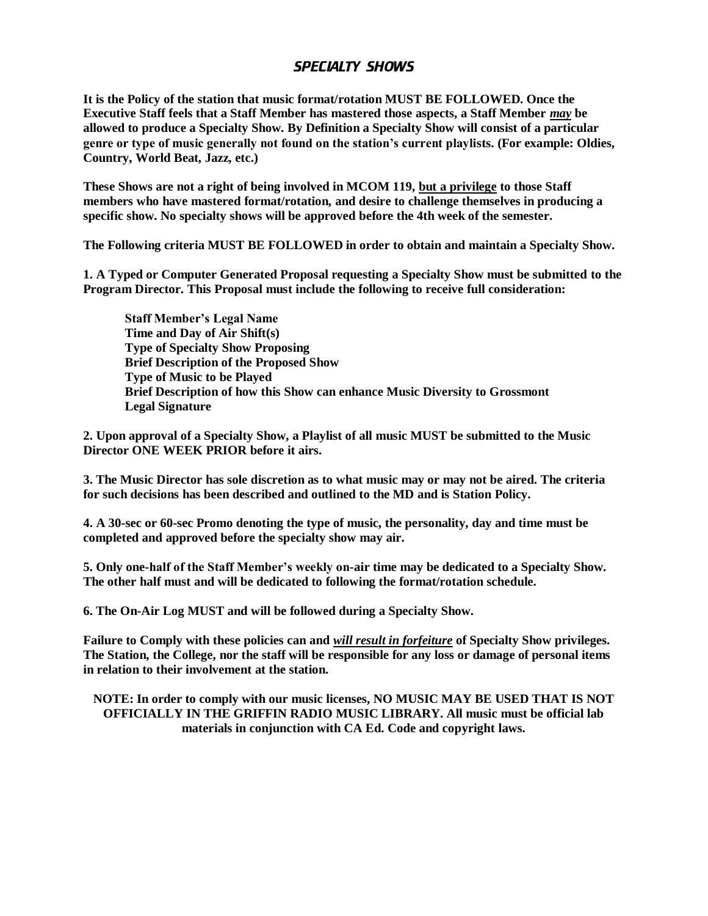# *SPECIALTY SHOWS*

**It is the Policy of the station that music format/rotation MUST BE FOLLOWED. Once the Executive Staff feels that a Staff Member has mastered those aspects, a Staff Member *may* be allowed to produce a Specialty Show. By Definition a Specialty Show will consist of a particular genre or type of music generally not found on the station's current playlists. (For example: Oldies, Country, World Beat, Jazz, etc.)**

**These Shows are not a right of being involved in MCOM 119, but a privilege to those Staff members who have mastered format/rotation, and desire to challenge themselves in producing a specific show. No specialty shows will be approved before the 4th week of the semester.**

**The Following criteria MUST BE FOLLOWED in order to obtain and maintain a Specialty Show.**

**1. A Typed or Computer Generated Proposal requesting a Specialty Show must be submitted to the Program Director. This Proposal must include the following to receive full consideration:**

> **Staff Member's Legal Name**
> **Time and Day of Air Shift(s)**
> **Type of Specialty Show Proposing**
> **Brief Description of the Proposed Show**
> **Type of Music to be Played**
> **Brief Description of how this Show can enhance Music Diversity to Grossmont**
> **Legal Signature**

**2. Upon approval of a Specialty Show, a Playlist of all music MUST be submitted to the Music Director ONE WEEK PRIOR before it airs.**

**3. The Music Director has sole discretion as to what music may or may not be aired. The criteria for such decisions has been described and outlined to the MD and is Station Policy.**

**4. A 30-sec or 60-sec Promo denoting the type of music, the personality, day and time must be completed and approved before the specialty show may air.**

**5. Only one-half of the Staff Member's weekly on-air time may be dedicated to a Specialty Show. The other half must and will be dedicated to following the format/rotation schedule.**

**6. The On-Air Log MUST and will be followed during a Specialty Show.**

**Failure to Comply with these policies can and *will result in forfeiture* of Specialty Show privileges. The Station, the College, nor the staff will be responsible for any loss or damage of personal items in relation to their involvement at the station.**

**NOTE: In order to comply with our music licenses, NO MUSIC MAY BE USED THAT IS NOT OFFICIALLY IN THE GRIFFIN RADIO MUSIC LIBRARY. All music must be official lab materials in conjunction with CA Ed. Code and copyright laws.**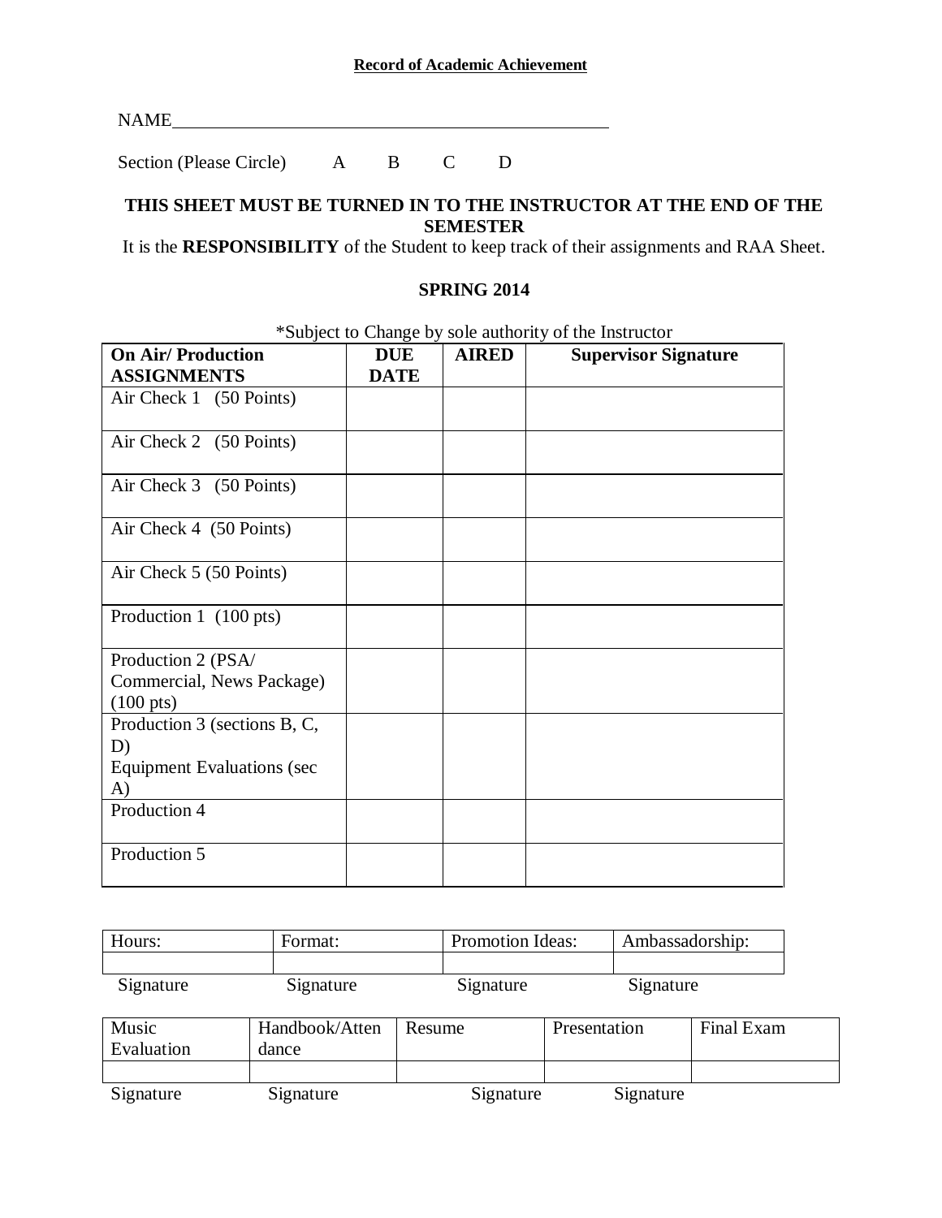**Record of Academic Achievement**

NAME_______________________________________________

Section (Please Circle) A B C D

**THIS SHEET MUST BE TURNED IN TO THE INSTRUCTOR AT THE END OF THE SEMESTER**

It is the **RESPONSIBILITY** of the Student to keep track of their assignments and RAA Sheet.

**SPRING 2014**

*Subject to Change by sole authority of the Instructor

| **On Air/ Production ASSIGNMENTS** | **DUE DATE** | **AIRED** | **Supervisor Signature** |
|---|---|---|---|
| Air Check 1 (50 Points) | | | |
| Air Check 2 (50 Points) | | | |
| Air Check 3 (50 Points) | | | |
| Air Check 4 (50 Points) | | | |
| Air Check 5 (50 Points) | | | |
| Production 1 (100 pts) | | | |
| Production 2 (PSA/ Commercial, News Package) (100 pts) | | | |
| Production 3 (sections B, C, D) Equipment Evaluations (sec A) | | | |
| Production 4 | | | |
| Production 5 | | | |

| Hours: | Format: | Promotion Ideas: | Ambassadorship: |
|---|---|---|---|
| | | | |
| Signature | Signature | Signature | Signature |

| Music Evaluation | Handbook/Attendance | Resume | Presentation | Final Exam |
|---|---|---|---|---|
| | | | | |
| Signature | Signature | Signature | Signature | |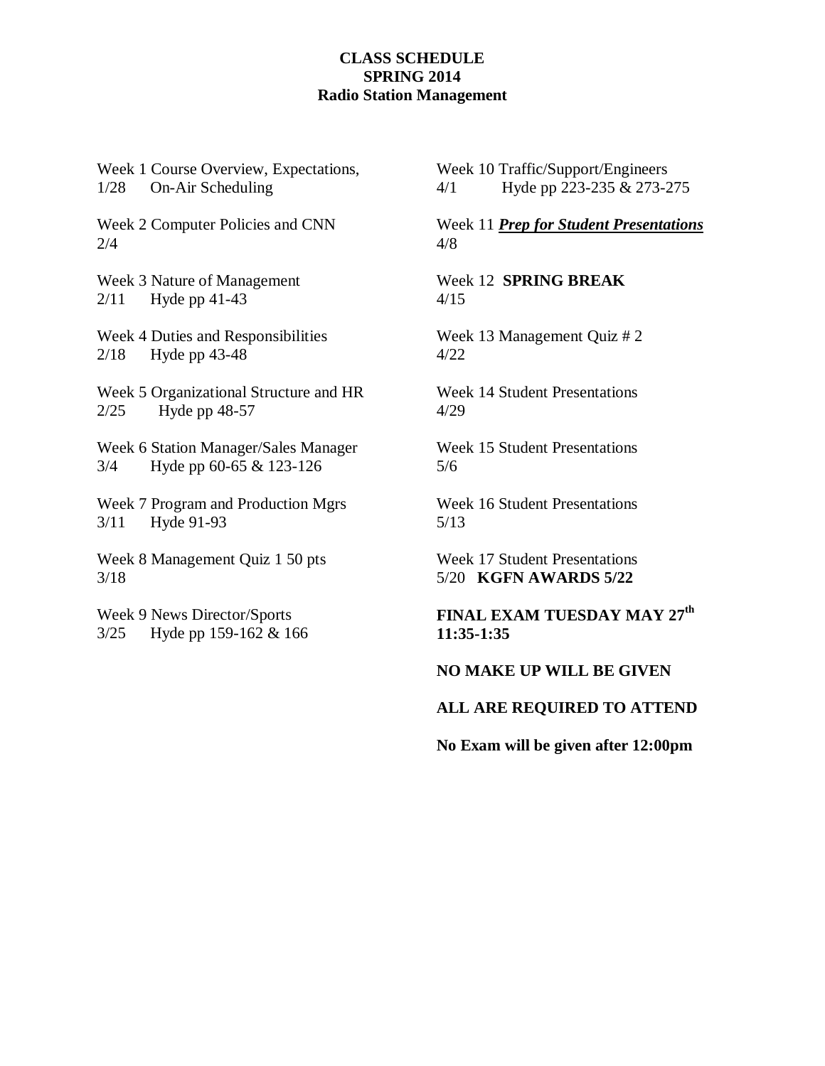**CLASS SCHEDULE**
**SPRING 2014**
**Radio Station Management**

Week 1 Course Overview, Expectations,
1/28 On-Air Scheduling

Week 2 Computer Policies and CNN
2/4

Week 3 Nature of Management
2/11 Hyde pp 41-43

Week 4 Duties and Responsibilities
2/18 Hyde pp 43-48

Week 5 Organizational Structure and HR
2/25 Hyde pp 48-57

Week 6 Station Manager/Sales Manager
3/4 Hyde pp 60-65 & 123-126

Week 7 Program and Production Mgrs
3/11 Hyde 91-93

Week 8 Management Quiz 1 50 pts
3/18

Week 9 News Director/Sports
3/25 Hyde pp 159-162 & 166

Week 10 Traffic/Support/Engineers
4/1 Hyde pp 223-235 & 273-275

Week 11 ***<u>Prep for Student Presentations</u>***
4/8

Week 12 **SPRING BREAK**
4/15

Week 13 Management Quiz # 2
4/22

Week 14 Student Presentations
4/29

Week 15 Student Presentations
5/6

Week 16 Student Presentations
5/13

Week 17 Student Presentations
5/20 **KGFN AWARDS 5/22**

**FINAL EXAM TUESDAY MAY 27th 11:35-1:35**

**NO MAKE UP WILL BE GIVEN**

**ALL ARE REQUIRED TO ATTEND**

**No Exam will be given after 12:00pm**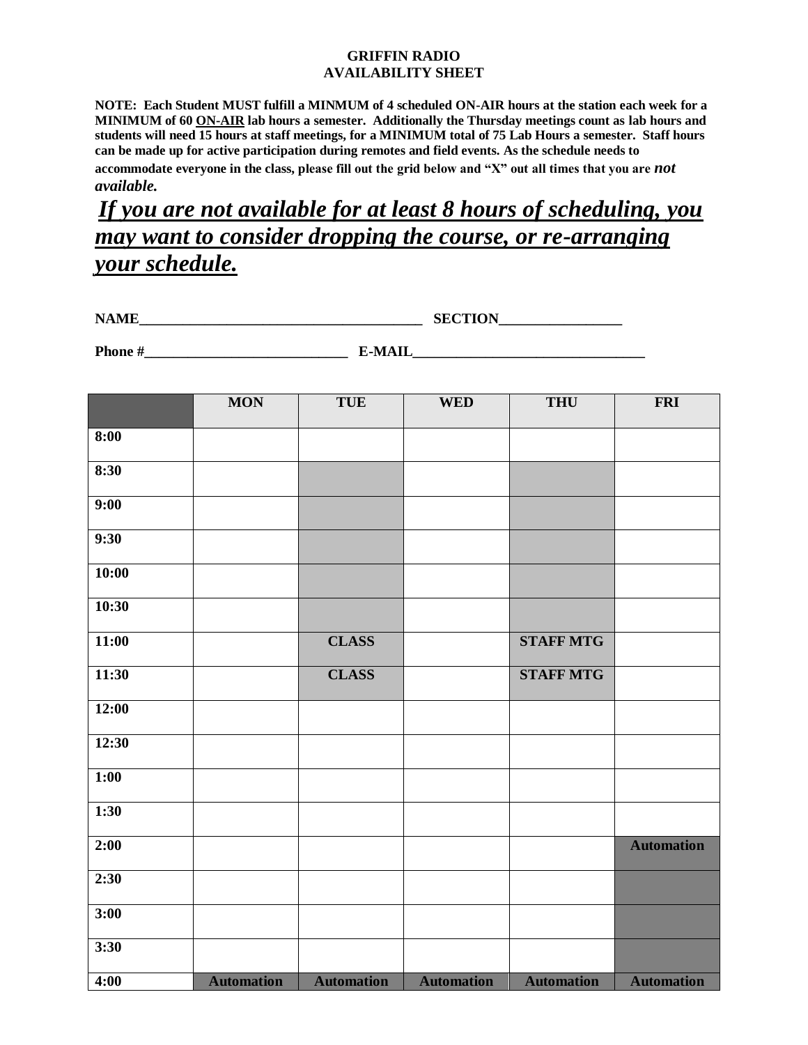**GRIFFIN RADIO**
**AVAILABILITY SHEET**

**NOTE: Each Student MUST fulfill a MINMUM of 4 scheduled ON-AIR hours at the station each week for a MINIMUM of 60 ON-AIR lab hours a semester. Additionally the Thursday meetings count as lab hours and students will need 15 hours at staff meetings, for a MINIMUM total of 75 Lab Hours a semester. Staff hours can be made up for active participation during remotes and field events. As the schedule needs to accommodate everyone in the class, please fill out the grid below and "X" out all times that you are *not available.***

***If you are not available for at least 8 hours of scheduling, you may want to consider dropping the course, or re-arranging your schedule.***

**NAME**________________________________________ **SECTION**_________________

**Phone #**_____________________________ **E-MAIL**_________________________________

| | MON | TUE | WED | THU | FRI |
|---|---|---|---|---|---|
| 8:00 | | | | | |
| 8:30 | | | | | |
| 9:00 | | | | | |
| 9:30 | | | | | |
| 10:00 | | | | | |
| 10:30 | | | | | |
| 11:00 | | CLASS | | STAFF MTG | |
| 11:30 | | CLASS | | STAFF MTG | |
| 12:00 | | | | | |
| 12:30 | | | | | |
| 1:00 | | | | | |
| 1:30 | | | | | |
| 2:00 | | | | | Automation |
| 2:30 | | | | | |
| 3:00 | | | | | |
| 3:30 | | | | | |
| 4:00 | Automation | Automation | Automation | Automation | Automation |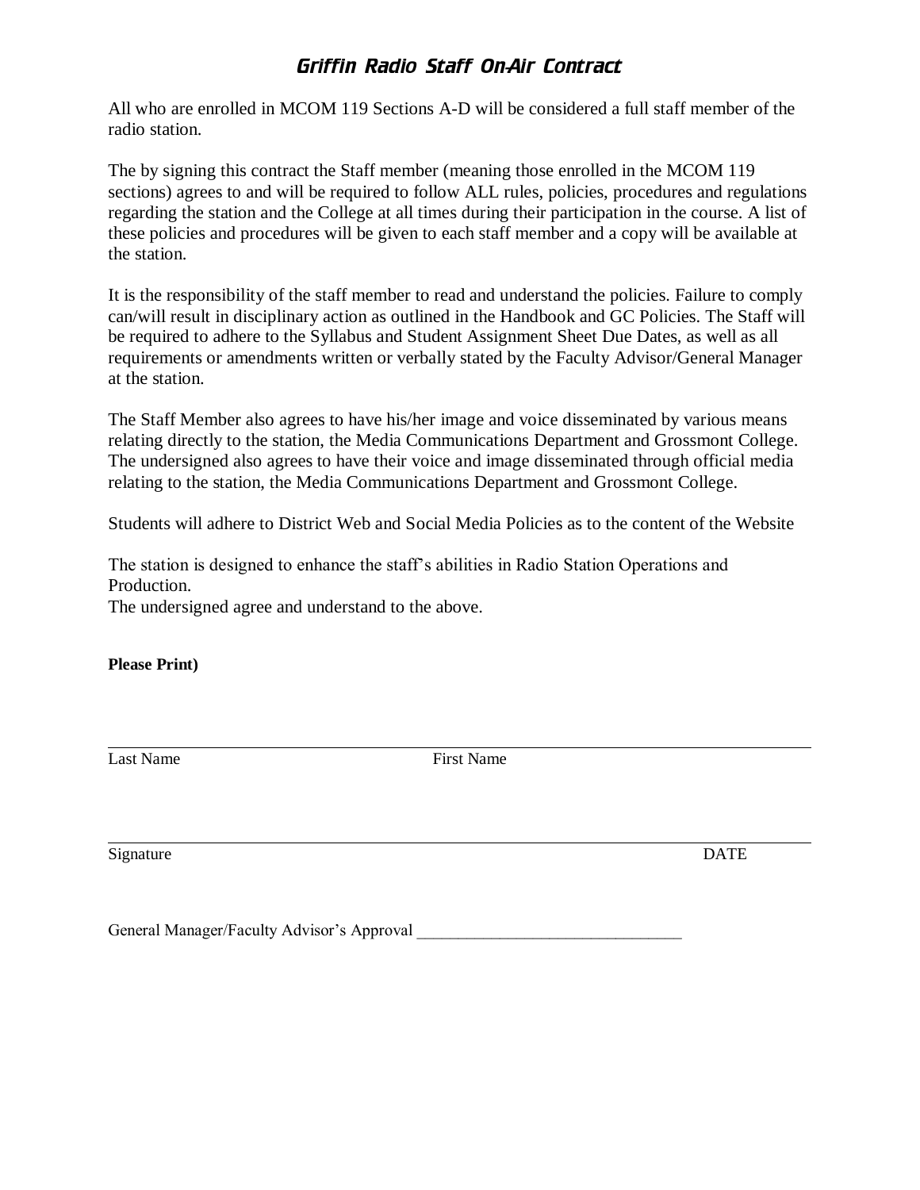# *Griffin Radio Staff On-Air Contract*

All who are enrolled in MCOM 119 Sections A-D will be considered a full staff member of the radio station.

The by signing this contract the Staff member (meaning those enrolled in the MCOM 119 sections) agrees to and will be required to follow ALL rules, policies, procedures and regulations regarding the station and the College at all times during their participation in the course. A list of these policies and procedures will be given to each staff member and a copy will be available at the station.

It is the responsibility of the staff member to read and understand the policies. Failure to comply can/will result in disciplinary action as outlined in the Handbook and GC Policies. The Staff will be required to adhere to the Syllabus and Student Assignment Sheet Due Dates, as well as all requirements or amendments written or verbally stated by the Faculty Advisor/General Manager at the station.

The Staff Member also agrees to have his/her image and voice disseminated by various means relating directly to the station, the Media Communications Department and Grossmont College. The undersigned also agrees to have their voice and image disseminated through official media relating to the station, the Media Communications Department and Grossmont College.

Students will adhere to District Web and Social Media Policies as to the content of the Website

The station is designed to enhance the staff's abilities in Radio Station Operations and Production.
The undersigned agree and understand to the above.

**Please Print)**

_______________________________________________________________________________

Last Name First Name

_______________________________________________________________________________

Signature DATE

General Manager/Faculty Advisor's Approval ________________________________